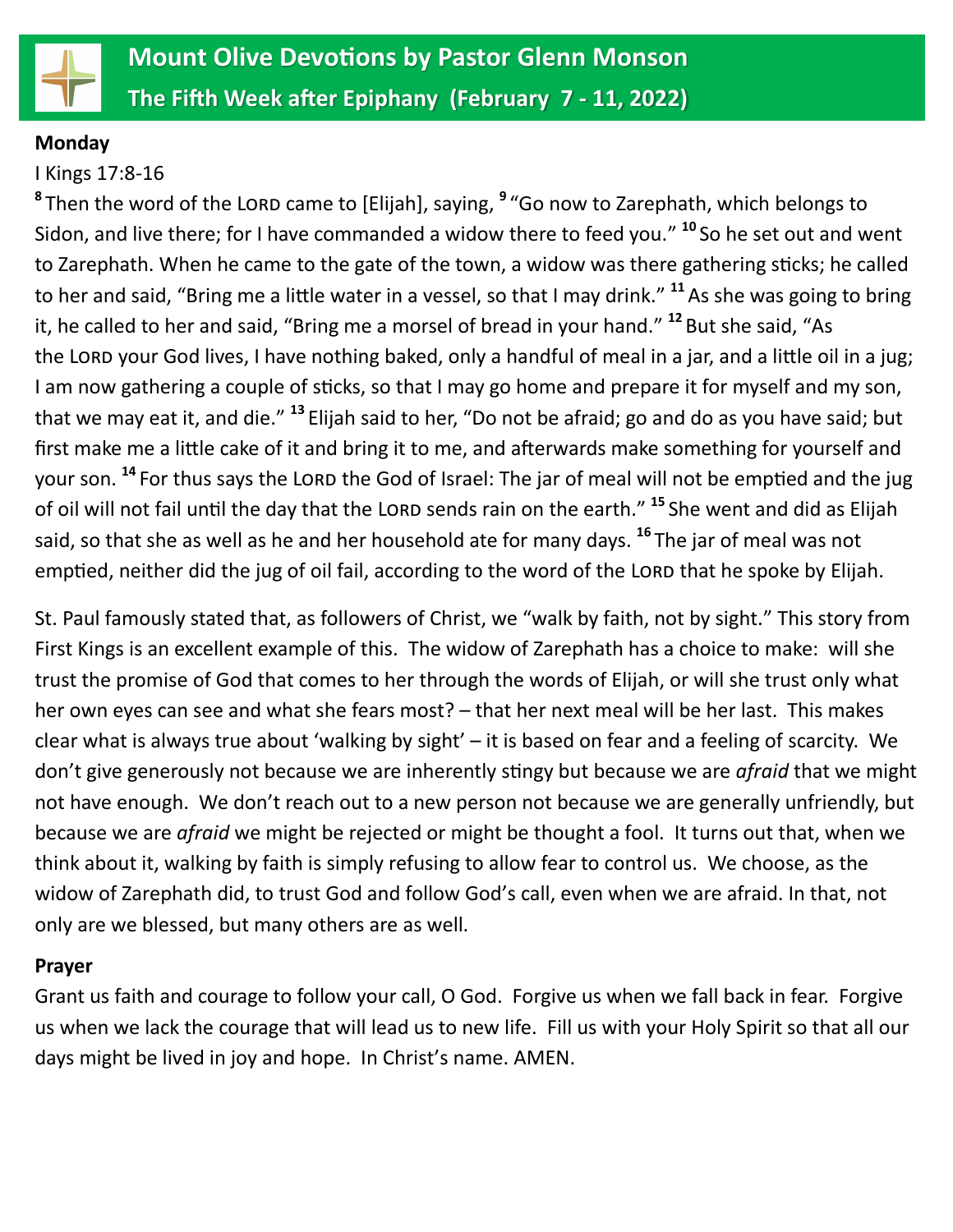# Mount Olive Devotions by Pastor Glenn Monson

## The Fifth Week after Epiphany (February 7 - 11, 2022)

**Monday**

I Kings 17:8-16

[8] Then the word of the LORD came to [Elijah], saying, [9] "Go now to Zarephath, which belongs to Sidon, and live there; for I have commanded a widow there to feed you." [10] So he set out and went to Zarephath. When he came to the gate of the town, a widow was there gathering sticks; he called to her and said, "Bring me a little water in a vessel, so that I may drink." [11] As she was going to bring it, he called to her and said, "Bring me a morsel of bread in your hand." [12] But she said, "As the LORD your God lives, I have nothing baked, only a handful of meal in a jar, and a little oil in a jug; I am now gathering a couple of sticks, so that I may go home and prepare it for myself and my son, that we may eat it, and die." [13] Elijah said to her, "Do not be afraid; go and do as you have said; but first make me a little cake of it and bring it to me, and afterwards make something for yourself and your son. [14] For thus says the LORD the God of Israel: The jar of meal will not be emptied and the jug of oil will not fail until the day that the LORD sends rain on the earth." [15] She went and did as Elijah said, so that she as well as he and her household ate for many days. [16] The jar of meal was not emptied, neither did the jug of oil fail, according to the word of the LORD that he spoke by Elijah.

St. Paul famously stated that, as followers of Christ, we "walk by faith, not by sight." This story from First Kings is an excellent example of this. The widow of Zarephath has a choice to make: will she trust the promise of God that comes to her through the words of Elijah, or will she trust only what her own eyes can see and what she fears most? – that her next meal will be her last. This makes clear what is always true about 'walking by sight' – it is based on fear and a feeling of scarcity. We don't give generously not because we are inherently stingy but because we are *afraid* that we might not have enough. We don't reach out to a new person not because we are generally unfriendly, but because we are *afraid* we might be rejected or might be thought a fool. It turns out that, when we think about it, walking by faith is simply refusing to allow fear to control us. We choose, as the widow of Zarephath did, to trust God and follow God's call, even when we are afraid. In that, not only are we blessed, but many others are as well.

**Prayer**

Grant us faith and courage to follow your call, O God. Forgive us when we fall back in fear. Forgive us when we lack the courage that will lead us to new life. Fill us with your Holy Spirit so that all our days might be lived in joy and hope. In Christ's name. AMEN.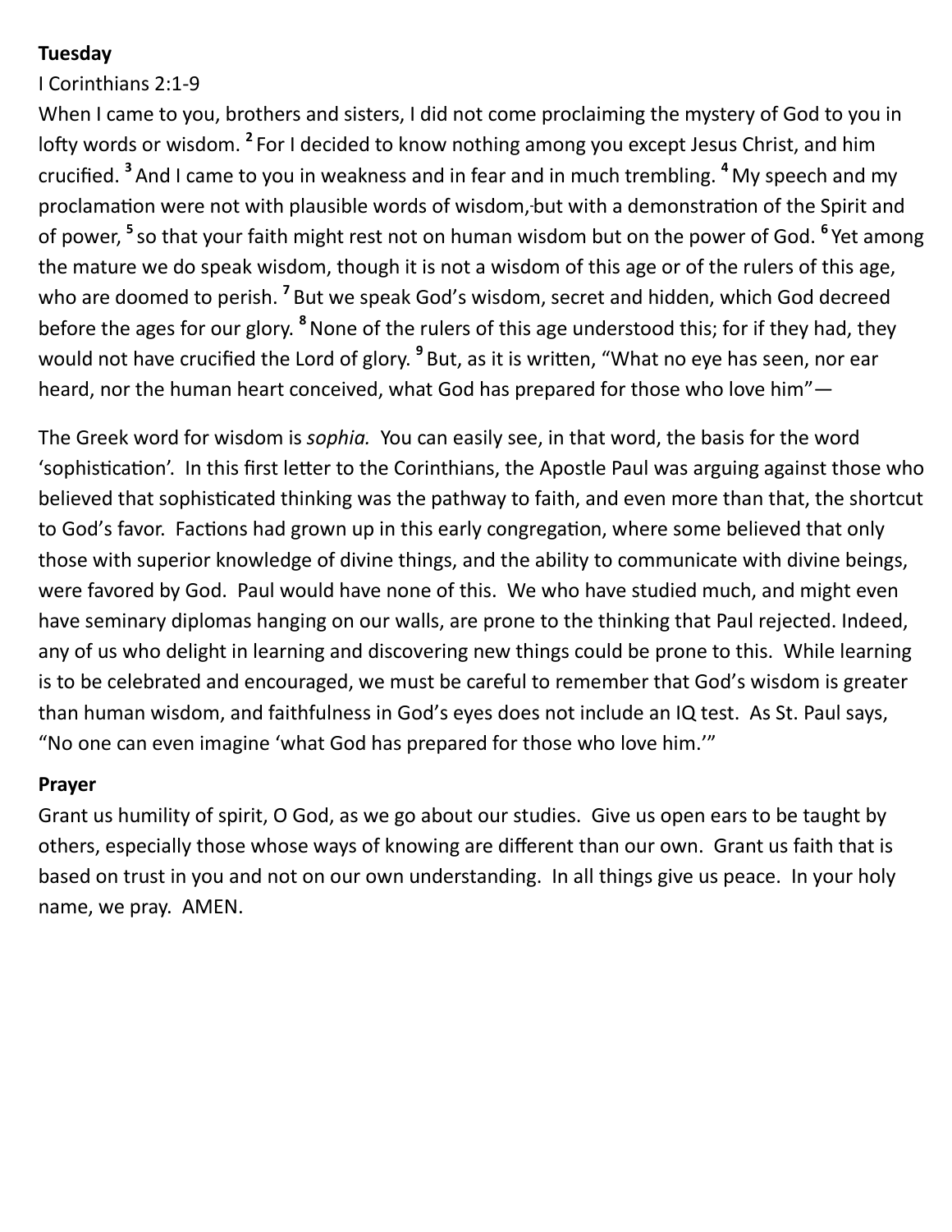**Tuesday**

I Corinthians 2:1-9

When I came to you, brothers and sisters, I did not come proclaiming the mystery of God to you in lofty words or wisdom. [2] For I decided to know nothing among you except Jesus Christ, and him crucified. [3] And I came to you in weakness and in fear and in much trembling. [4] My speech and my proclamation were not with plausible words of wisdom, but with a demonstration of the Spirit and of power, [5] so that your faith might rest not on human wisdom but on the power of God. [6] Yet among the mature we do speak wisdom, though it is not a wisdom of this age or of the rulers of this age, who are doomed to perish. [7] But we speak God's wisdom, secret and hidden, which God decreed before the ages for our glory. [8] None of the rulers of this age understood this; for if they had, they would not have crucified the Lord of glory. [9] But, as it is written, "What no eye has seen, nor ear heard, nor the human heart conceived, what God has prepared for those who love him"—

The Greek word for wisdom is *sophia.* You can easily see, in that word, the basis for the word 'sophistication'. In this first letter to the Corinthians, the Apostle Paul was arguing against those who believed that sophisticated thinking was the pathway to faith, and even more than that, the shortcut to God's favor. Factions had grown up in this early congregation, where some believed that only those with superior knowledge of divine things, and the ability to communicate with divine beings, were favored by God. Paul would have none of this. We who have studied much, and might even have seminary diplomas hanging on our walls, are prone to the thinking that Paul rejected. Indeed, any of us who delight in learning and discovering new things could be prone to this. While learning is to be celebrated and encouraged, we must be careful to remember that God's wisdom is greater than human wisdom, and faithfulness in God's eyes does not include an IQ test. As St. Paul says, "No one can even imagine 'what God has prepared for those who love him.'"

**Prayer**

Grant us humility of spirit, O God, as we go about our studies. Give us open ears to be taught by others, especially those whose ways of knowing are different than our own. Grant us faith that is based on trust in you and not on our own understanding. In all things give us peace. In your holy name, we pray. AMEN.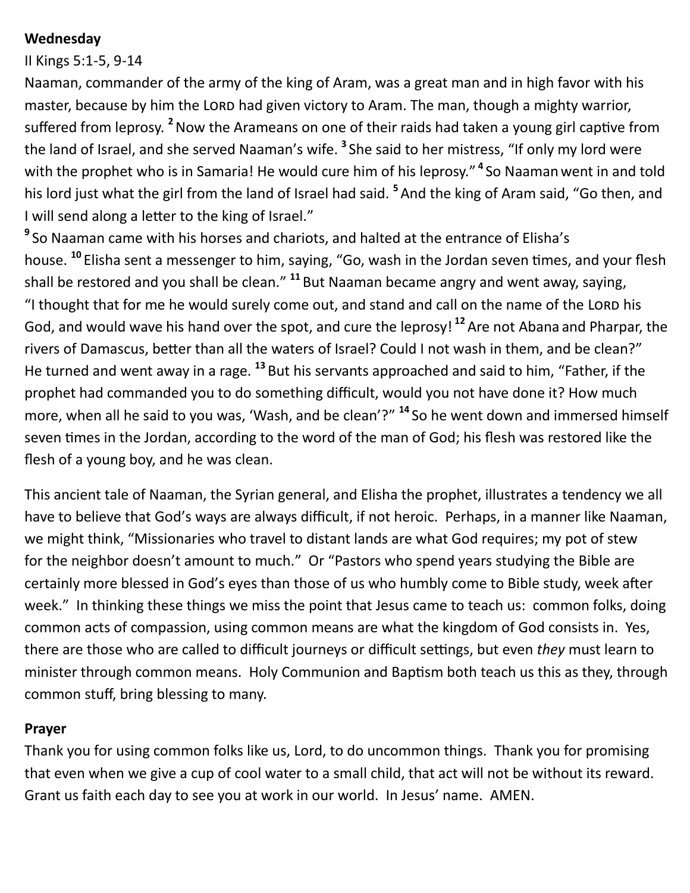**Wednesday**

II Kings 5:1-5, 9-14

Naaman, commander of the army of the king of Aram, was a great man and in high favor with his master, because by him the LORD had given victory to Aram. The man, though a mighty warrior, suffered from leprosy. **2** Now the Arameans on one of their raids had taken a young girl captive from the land of Israel, and she served Naaman's wife. **3** She said to her mistress, "If only my lord were with the prophet who is in Samaria! He would cure him of his leprosy." **4** So Naaman went in and told his lord just what the girl from the land of Israel had said. **5** And the king of Aram said, "Go then, and I will send along a letter to the king of Israel."

**9** So Naaman came with his horses and chariots, and halted at the entrance of Elisha's house. **10** Elisha sent a messenger to him, saying, "Go, wash in the Jordan seven times, and your flesh shall be restored and you shall be clean." **11** But Naaman became angry and went away, saying, "I thought that for me he would surely come out, and stand and call on the name of the LORD his God, and would wave his hand over the spot, and cure the leprosy! **12** Are not Abana and Pharpar, the rivers of Damascus, better than all the waters of Israel? Could I not wash in them, and be clean?" He turned and went away in a rage. **13** But his servants approached and said to him, "Father, if the prophet had commanded you to do something difficult, would you not have done it? How much more, when all he said to you was, 'Wash, and be clean'?" **14** So he went down and immersed himself seven times in the Jordan, according to the word of the man of God; his flesh was restored like the flesh of a young boy, and he was clean.

This ancient tale of Naaman, the Syrian general, and Elisha the prophet, illustrates a tendency we all have to believe that God's ways are always difficult, if not heroic. Perhaps, in a manner like Naaman, we might think, "Missionaries who travel to distant lands are what God requires; my pot of stew for the neighbor doesn't amount to much." Or "Pastors who spend years studying the Bible are certainly more blessed in God's eyes than those of us who humbly come to Bible study, week after week." In thinking these things we miss the point that Jesus came to teach us: common folks, doing common acts of compassion, using common means are what the kingdom of God consists in. Yes, there are those who are called to difficult journeys or difficult settings, but even *they* must learn to minister through common means. Holy Communion and Baptism both teach us this as they, through common stuff, bring blessing to many.

**Prayer**

Thank you for using common folks like us, Lord, to do uncommon things. Thank you for promising that even when we give a cup of cool water to a small child, that act will not be without its reward. Grant us faith each day to see you at work in our world. In Jesus' name. AMEN.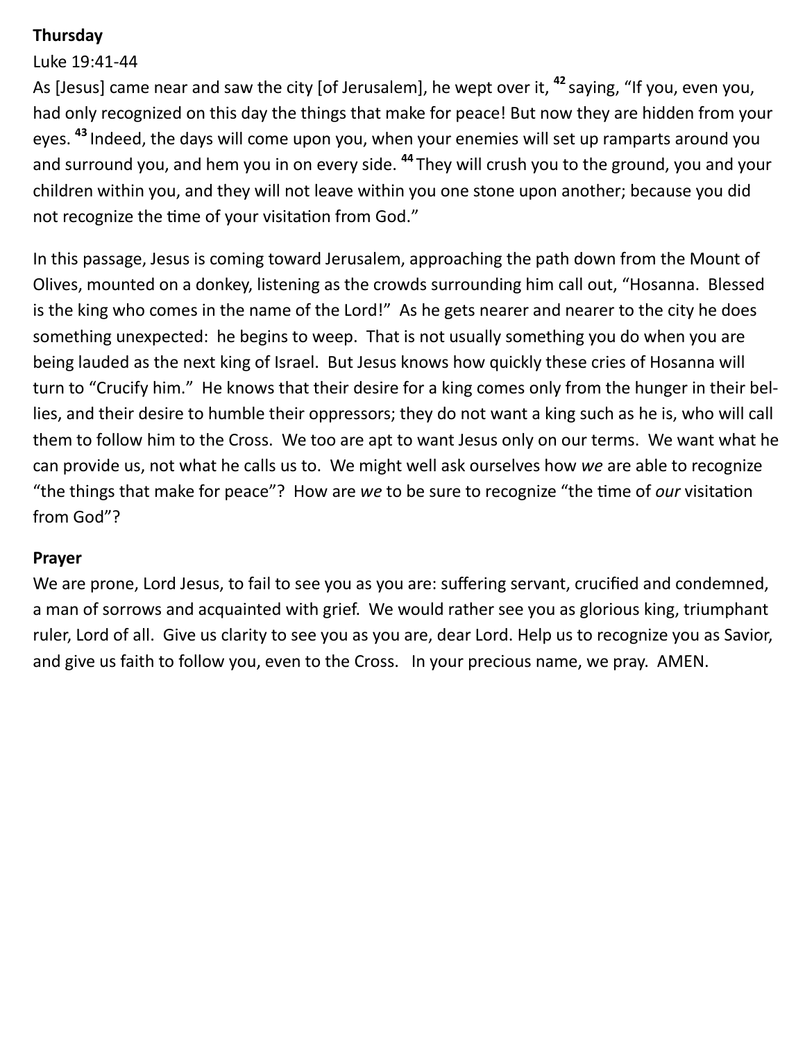**Thursday**

Luke 19:41-44

As [Jesus] came near and saw the city [of Jerusalem], he wept over it, [42] saying, "If you, even you, had only recognized on this day the things that make for peace! But now they are hidden from your eyes. [43] Indeed, the days will come upon you, when your enemies will set up ramparts around you and surround you, and hem you in on every side. [44] They will crush you to the ground, you and your children within you, and they will not leave within you one stone upon another; because you did not recognize the time of your visitation from God."

In this passage, Jesus is coming toward Jerusalem, approaching the path down from the Mount of Olives, mounted on a donkey, listening as the crowds surrounding him call out, "Hosanna. Blessed is the king who comes in the name of the Lord!" As he gets nearer and nearer to the city he does something unexpected: he begins to weep. That is not usually something you do when you are being lauded as the next king of Israel. But Jesus knows how quickly these cries of Hosanna will turn to "Crucify him." He knows that their desire for a king comes only from the hunger in their bellies, and their desire to humble their oppressors; they do not want a king such as he is, who will call them to follow him to the Cross. We too are apt to want Jesus only on our terms. We want what he can provide us, not what he calls us to. We might well ask ourselves how *we* are able to recognize "the things that make for peace"? How are *we* to be sure to recognize "the time of *our* visitation from God"?

**Prayer**

We are prone, Lord Jesus, to fail to see you as you are: suffering servant, crucified and condemned, a man of sorrows and acquainted with grief. We would rather see you as glorious king, triumphant ruler, Lord of all. Give us clarity to see you as you are, dear Lord. Help us to recognize you as Savior, and give us faith to follow you, even to the Cross. In your precious name, we pray. AMEN.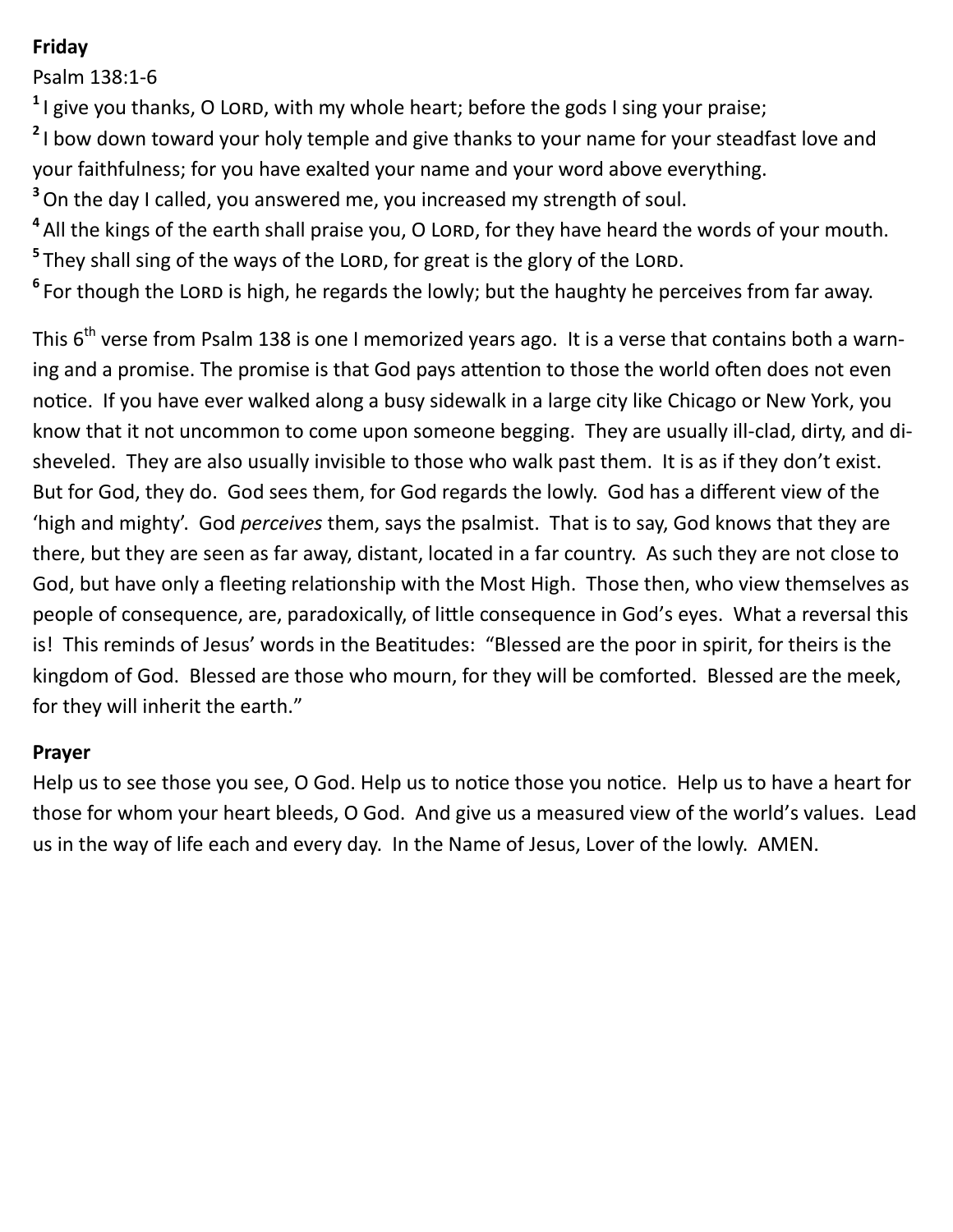**Friday**

Psalm 138:1-6

**1** I give you thanks, O LORD, with my whole heart; before the gods I sing your praise;

**2** I bow down toward your holy temple and give thanks to your name for your steadfast love and your faithfulness; for you have exalted your name and your word above everything.

**3** On the day I called, you answered me, you increased my strength of soul.

**4** All the kings of the earth shall praise you, O LORD, for they have heard the words of your mouth.

**5** They shall sing of the ways of the LORD, for great is the glory of the LORD.

**6** For though the LORD is high, he regards the lowly; but the haughty he perceives from far away.

This 6th verse from Psalm 138 is one I memorized years ago. It is a verse that contains both a warning and a promise. The promise is that God pays attention to those the world often does not even notice. If you have ever walked along a busy sidewalk in a large city like Chicago or New York, you know that it not uncommon to come upon someone begging. They are usually ill-clad, dirty, and disheveled. They are also usually invisible to those who walk past them. It is as if they don't exist. But for God, they do. God sees them, for God regards the lowly. God has a different view of the 'high and mighty'. God *perceives* them, says the psalmist. That is to say, God knows that they are there, but they are seen as far away, distant, located in a far country. As such they are not close to God, but have only a fleeting relationship with the Most High. Those then, who view themselves as people of consequence, are, paradoxically, of little consequence in God's eyes. What a reversal this is! This reminds of Jesus' words in the Beatitudes: "Blessed are the poor in spirit, for theirs is the kingdom of God. Blessed are those who mourn, for they will be comforted. Blessed are the meek, for they will inherit the earth."

**Prayer**

Help us to see those you see, O God. Help us to notice those you notice. Help us to have a heart for those for whom your heart bleeds, O God. And give us a measured view of the world's values. Lead us in the way of life each and every day. In the Name of Jesus, Lover of the lowly. AMEN.